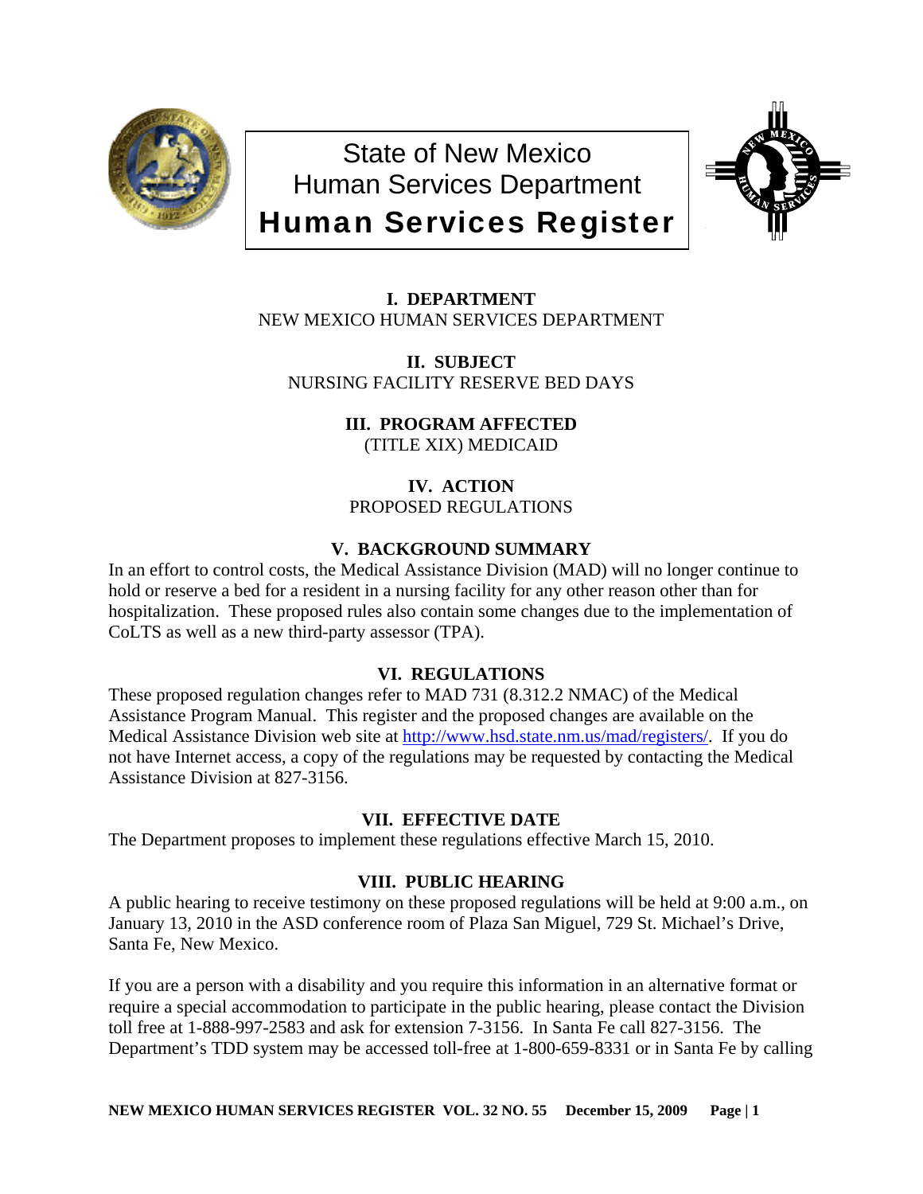# State of New Mexico
# Human Services Department
# Human Services Register

## I. DEPARTMENT

NEW MEXICO HUMAN SERVICES DEPARTMENT

## II. SUBJECT

NURSING FACILITY RESERVE BED DAYS

## III. PROGRAM AFFECTED

(TITLE XIX) MEDICAID

## IV. ACTION

PROPOSED REGULATIONS

## V. BACKGROUND SUMMARY

In an effort to control costs, the Medical Assistance Division (MAD) will no longer continue to hold or reserve a bed for a resident in a nursing facility for any other reason other than for hospitalization. These proposed rules also contain some changes due to the implementation of CoLTS as well as a new third-party assessor (TPA).

## VI. REGULATIONS

These proposed regulation changes refer to MAD 731 (8.312.2 NMAC) of the Medical Assistance Program Manual. This register and the proposed changes are available on the Medical Assistance Division web site at [http://www.hsd.state.nm.us/mad/registers/](http://www.hsd.state.nm.us/mad/registers/). If you do not have Internet access, a copy of the regulations may be requested by contacting the Medical Assistance Division at 827-3156.

## VII. EFFECTIVE DATE

The Department proposes to implement these regulations effective March 15, 2010.

## VIII. PUBLIC HEARING

A public hearing to receive testimony on these proposed regulations will be held at 9:00 a.m., on January 13, 2010 in the ASD conference room of Plaza San Miguel, 729 St. Michael's Drive, Santa Fe, New Mexico.

If you are a person with a disability and you require this information in an alternative format or require a special accommodation to participate in the public hearing, please contact the Division toll free at 1-888-997-2583 and ask for extension 7-3156. In Santa Fe call 827-3156. The Department's TDD system may be accessed toll-free at 1-800-659-8331 or in Santa Fe by calling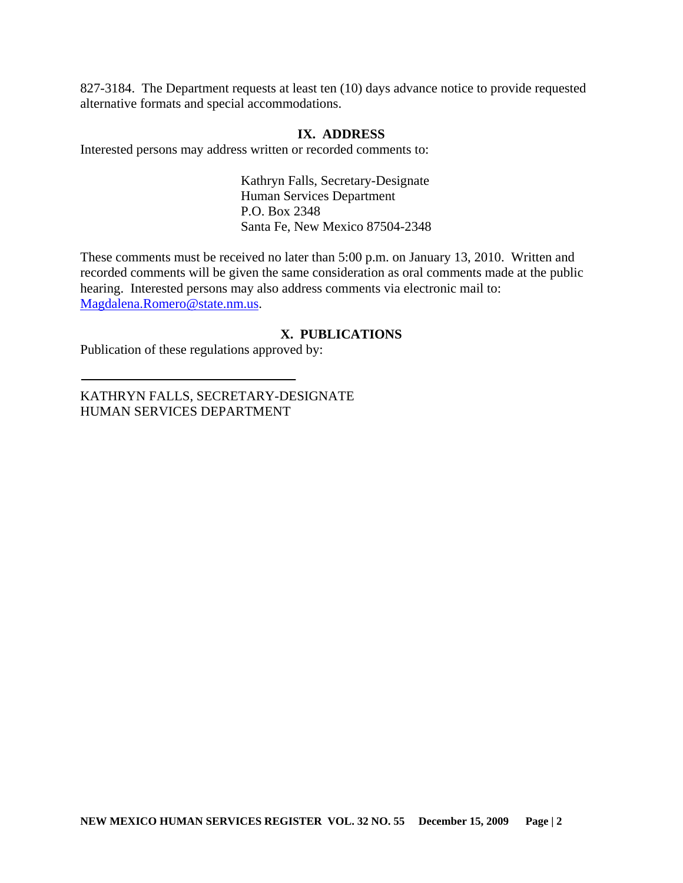827-3184. The Department requests at least ten (10) days advance notice to provide requested alternative formats and special accommodations.

## IX. ADDRESS

Interested persons may address written or recorded comments to:

Kathryn Falls, Secretary-Designate
Human Services Department
P.O. Box 2348
Santa Fe, New Mexico 87504-2348

These comments must be received no later than 5:00 p.m. on January 13, 2010. Written and recorded comments will be given the same consideration as oral comments made at the public hearing. Interested persons may also address comments via electronic mail to: Magdalena.Romero@state.nm.us.

## X. PUBLICATIONS

Publication of these regulations approved by:

\_\_\_\_\_\_\_\_\_\_\_\_\_\_\_\_\_\_\_\_\_\_\_\_\_\_\_\_\_\_\_\_

KATHRYN FALLS, SECRETARY-DESIGNATE
HUMAN SERVICES DEPARTMENT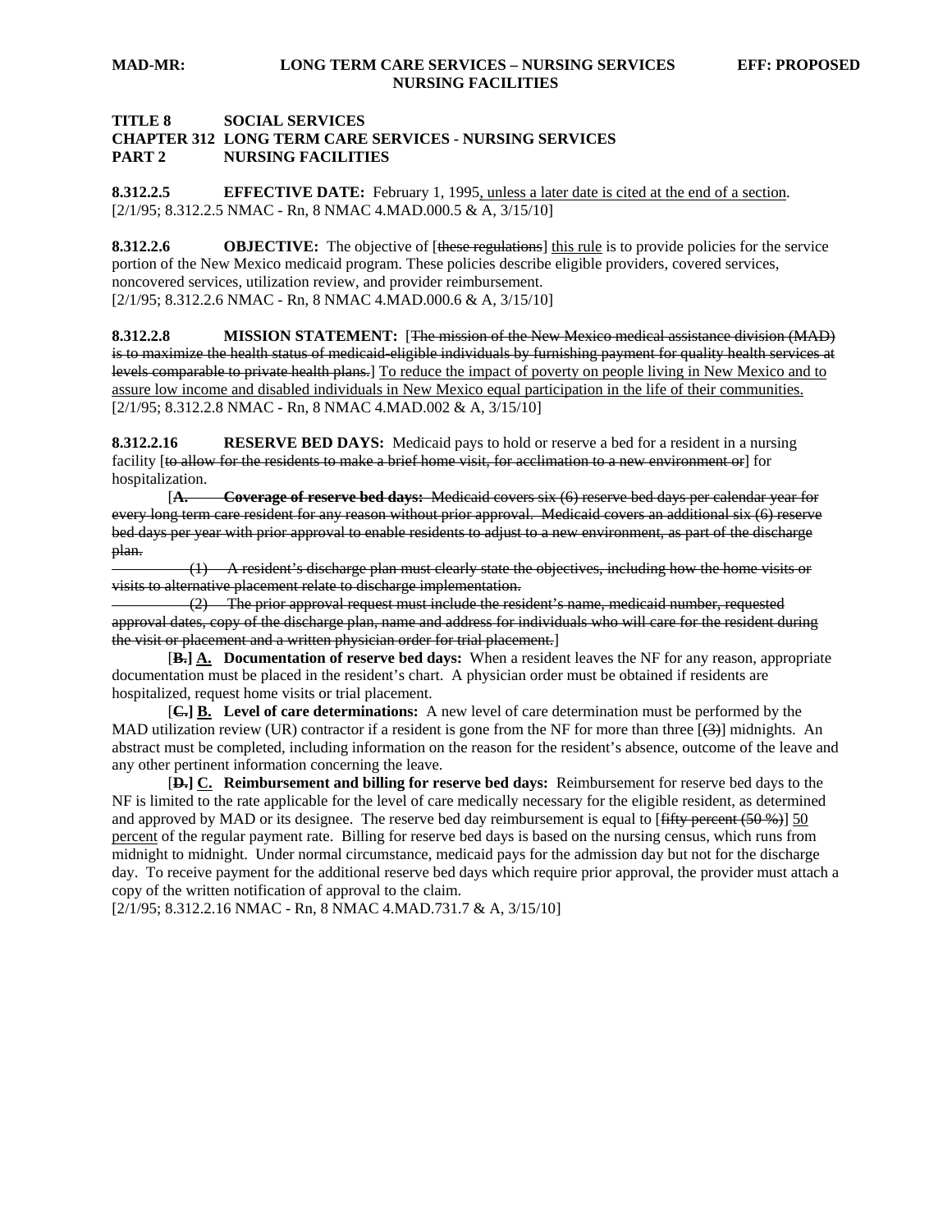**TITLE 8 SOCIAL SERVICES**
**CHAPTER 312 LONG TERM CARE SERVICES - NURSING SERVICES**
**PART 2 NURSING FACILITIES**

**8.312.2.5 EFFECTIVE DATE:** February 1, 1995<u>, unless a later date is cited at the end of a section</u>.
[2/1/95; 8.312.2.5 NMAC - Rn, 8 NMAC 4.MAD.000.5 & A, 3/15/10]

**8.312.2.6 OBJECTIVE:** The objective of [~~these regulations~~] <u>this rule</u> is to provide policies for the service portion of the New Mexico medicaid program. These policies describe eligible providers, covered services, noncovered services, utilization review, and provider reimbursement.
[2/1/95; 8.312.2.6 NMAC - Rn, 8 NMAC 4.MAD.000.6 & A, 3/15/10]

**8.312.2.8 MISSION STATEMENT:** [~~The mission of the New Mexico medical assistance division (MAD) is to maximize the health status of medicaid-eligible individuals by furnishing payment for quality health services at levels comparable to private health plans.~~] <u>To reduce the impact of poverty on people living in New Mexico and to assure low income and disabled individuals in New Mexico equal participation in the life of their communities.</u>
[2/1/95; 8.312.2.8 NMAC - Rn, 8 NMAC 4.MAD.002 & A, 3/15/10]

**8.312.2.16 RESERVE BED DAYS:** Medicaid pays to hold or reserve a bed for a resident in a nursing facility [~~to allow for the residents to make a brief home visit, for acclimation to a new environment or~~] for hospitalization.

[~~**A. Coverage of reserve bed days:** Medicaid covers six (6) reserve bed days per calendar year for every long term care resident for any reason without prior approval. Medicaid covers an additional six (6) reserve bed days per year with prior approval to enable residents to adjust to a new environment, as part of the discharge plan.~~

~~(1) A resident's discharge plan must clearly state the objectives, including how the home visits or visits to alternative placement relate to discharge implementation.~~

~~(2) The prior approval request must include the resident's name, medicaid number, requested approval dates, copy of the discharge plan, name and address for individuals who will care for the resident during the visit or placement and a written physician order for trial placement.~~]

[~~**B.**~~] <u>**A.**</u> **Documentation of reserve bed days:** When a resident leaves the NF for any reason, appropriate documentation must be placed in the resident's chart. A physician order must be obtained if residents are hospitalized, request home visits or trial placement.

[~~**C.**~~] <u>**B.**</u> **Level of care determinations:** A new level of care determination must be performed by the MAD utilization review (UR) contractor if a resident is gone from the NF for more than three [~~(3)~~] midnights. An abstract must be completed, including information on the reason for the resident's absence, outcome of the leave and any other pertinent information concerning the leave.

[~~**D.**~~] <u>**C.**</u> **Reimbursement and billing for reserve bed days:** Reimbursement for reserve bed days to the NF is limited to the rate applicable for the level of care medically necessary for the eligible resident, as determined and approved by MAD or its designee. The reserve bed day reimbursement is equal to [~~fifty percent (50 %)~~] <u>50 percent</u> of the regular payment rate. Billing for reserve bed days is based on the nursing census, which runs from midnight to midnight. Under normal circumstance, medicaid pays for the admission day but not for the discharge day. To receive payment for the additional reserve bed days which require prior approval, the provider must attach a copy of the written notification of approval to the claim.
[2/1/95; 8.312.2.16 NMAC - Rn, 8 NMAC 4.MAD.731.7 & A, 3/15/10]